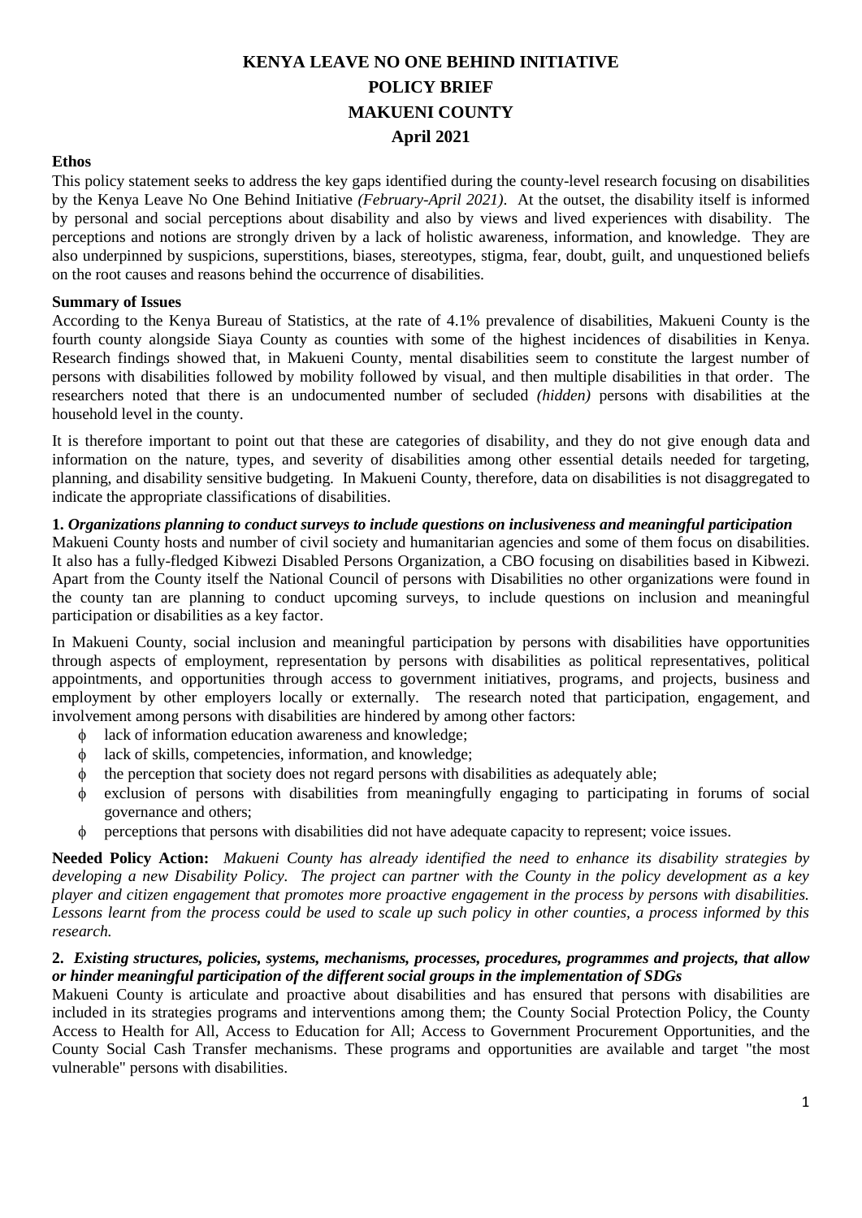# KENYA LEAVE NO ONE BEHIND INITIATIVE
# POLICY BRIEF
# MAKUENI COUNTY
# April 2021

**Ethos**

This policy statement seeks to address the key gaps identified during the county-level research focusing on disabilities by the Kenya Leave No One Behind Initiative *(February-April 2021)*. At the outset, the disability itself is informed by personal and social perceptions about disability and also by views and lived experiences with disability. The perceptions and notions are strongly driven by a lack of holistic awareness, information, and knowledge. They are also underpinned by suspicions, superstitions, biases, stereotypes, stigma, fear, doubt, guilt, and unquestioned beliefs on the root causes and reasons behind the occurrence of disabilities.

**Summary of Issues**

According to the Kenya Bureau of Statistics, at the rate of 4.1% prevalence of disabilities, Makueni County is the fourth county alongside Siaya County as counties with some of the highest incidences of disabilities in Kenya. Research findings showed that, in Makueni County, mental disabilities seem to constitute the largest number of persons with disabilities followed by mobility followed by visual, and then multiple disabilities in that order. The researchers noted that there is an undocumented number of secluded *(hidden)* persons with disabilities at the household level in the county.

It is therefore important to point out that these are categories of disability, and they do not give enough data and information on the nature, types, and severity of disabilities among other essential details needed for targeting, planning, and disability sensitive budgeting. In Makueni County, therefore, data on disabilities is not disaggregated to indicate the appropriate classifications of disabilities.

**1. *Organizations planning to conduct surveys to include questions on inclusiveness and meaningful participation***

Makueni County hosts and number of civil society and humanitarian agencies and some of them focus on disabilities. It also has a fully-fledged Kibwezi Disabled Persons Organization, a CBO focusing on disabilities based in Kibwezi. Apart from the County itself the National Council of persons with Disabilities no other organizations were found in the county tan are planning to conduct upcoming surveys, to include questions on inclusion and meaningful participation or disabilities as a key factor.

In Makueni County, social inclusion and meaningful participation by persons with disabilities have opportunities through aspects of employment, representation by persons with disabilities as political representatives, political appointments, and opportunities through access to government initiatives, programs, and projects, business and employment by other employers locally or externally. The research noted that participation, engagement, and involvement among persons with disabilities are hindered by among other factors:

- lack of information education awareness and knowledge;
- lack of skills, competencies, information, and knowledge;
- the perception that society does not regard persons with disabilities as adequately able;
- exclusion of persons with disabilities from meaningfully engaging to participating in forums of social governance and others;
- perceptions that persons with disabilities did not have adequate capacity to represent; voice issues.

**Needed Policy Action:** *Makueni County has already identified the need to enhance its disability strategies by developing a new Disability Policy. The project can partner with the County in the policy development as a key player and citizen engagement that promotes more proactive engagement in the process by persons with disabilities. Lessons learnt from the process could be used to scale up such policy in other counties, a process informed by this research.*

**2. *Existing structures, policies, systems, mechanisms, processes, procedures, programmes and projects, that allow or hinder meaningful participation of the different social groups in the implementation of SDGs***

Makueni County is articulate and proactive about disabilities and has ensured that persons with disabilities are included in its strategies programs and interventions among them; the County Social Protection Policy, the County Access to Health for All, Access to Education for All; Access to Government Procurement Opportunities, and the County Social Cash Transfer mechanisms. These programs and opportunities are available and target "the most vulnerable" persons with disabilities.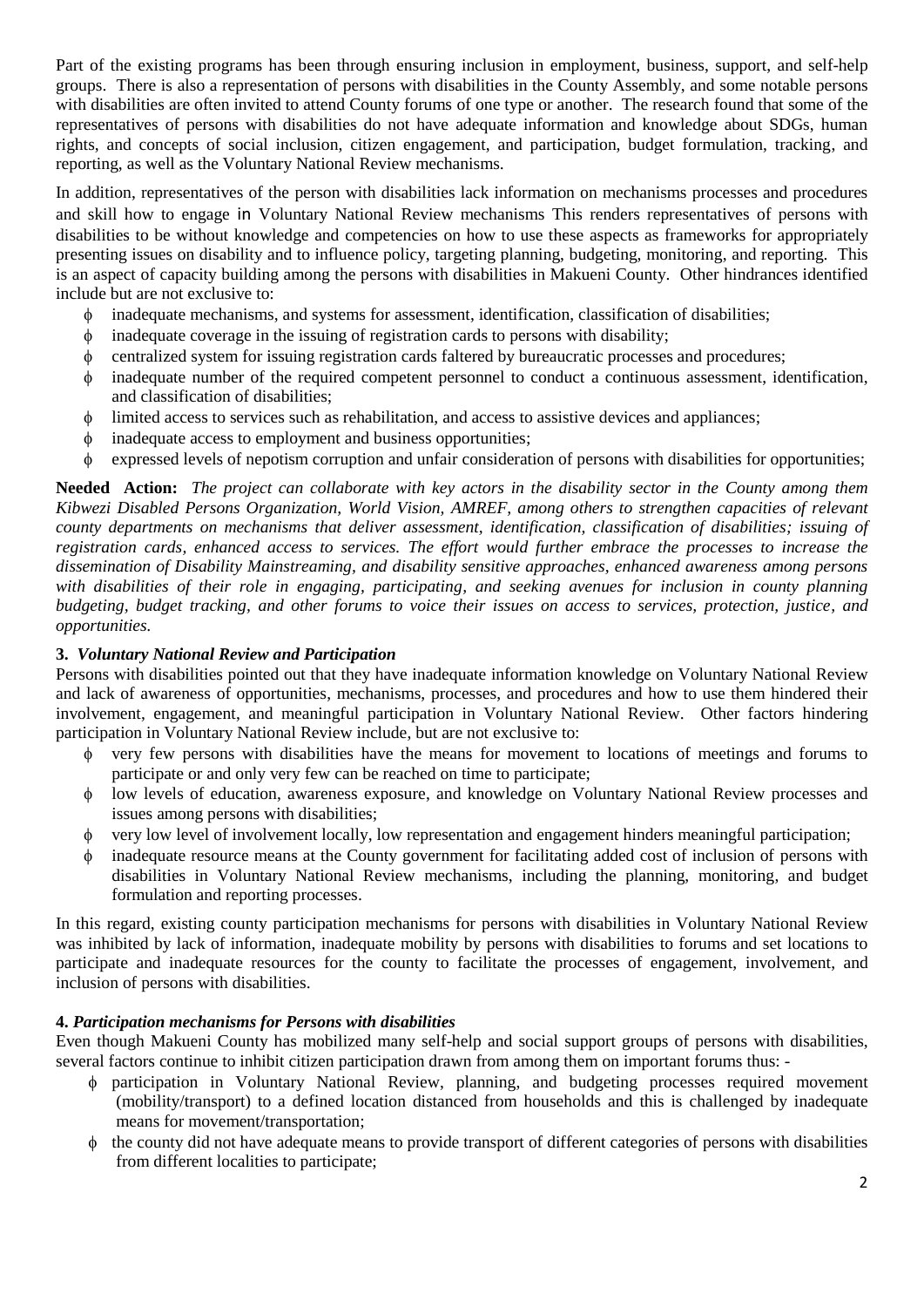Part of the existing programs has been through ensuring inclusion in employment, business, support, and self-help groups. There is also a representation of persons with disabilities in the County Assembly, and some notable persons with disabilities are often invited to attend County forums of one type or another. The research found that some of the representatives of persons with disabilities do not have adequate information and knowledge about SDGs, human rights, and concepts of social inclusion, citizen engagement, and participation, budget formulation, tracking, and reporting, as well as the Voluntary National Review mechanisms.

In addition, representatives of the person with disabilities lack information on mechanisms processes and procedures and skill how to engage in Voluntary National Review mechanisms This renders representatives of persons with disabilities to be without knowledge and competencies on how to use these aspects as frameworks for appropriately presenting issues on disability and to influence policy, targeting planning, budgeting, monitoring, and reporting. This is an aspect of capacity building among the persons with disabilities in Makueni County. Other hindrances identified include but are not exclusive to:

- inadequate mechanisms, and systems for assessment, identification, classification of disabilities;
- inadequate coverage in the issuing of registration cards to persons with disability;
- centralized system for issuing registration cards faltered by bureaucratic processes and procedures;
- inadequate number of the required competent personnel to conduct a continuous assessment, identification, and classification of disabilities;
- limited access to services such as rehabilitation, and access to assistive devices and appliances;
- inadequate access to employment and business opportunities;
- expressed levels of nepotism corruption and unfair consideration of persons with disabilities for opportunities;

**Needed Action:** *The project can collaborate with key actors in the disability sector in the County among them Kibwezi Disabled Persons Organization, World Vision, AMREF, among others to strengthen capacities of relevant county departments on mechanisms that deliver assessment, identification, classification of disabilities; issuing of registration cards, enhanced access to services. The effort would further embrace the processes to increase the dissemination of Disability Mainstreaming, and disability sensitive approaches, enhanced awareness among persons with disabilities of their role in engaging, participating, and seeking avenues for inclusion in county planning budgeting, budget tracking, and other forums to voice their issues on access to services, protection, justice, and opportunities.*

### 3. *Voluntary National Review and Participation*

Persons with disabilities pointed out that they have inadequate information knowledge on Voluntary National Review and lack of awareness of opportunities, mechanisms, processes, and procedures and how to use them hindered their involvement, engagement, and meaningful participation in Voluntary National Review. Other factors hindering participation in Voluntary National Review include, but are not exclusive to:

- very few persons with disabilities have the means for movement to locations of meetings and forums to participate or and only very few can be reached on time to participate;
- low levels of education, awareness exposure, and knowledge on Voluntary National Review processes and issues among persons with disabilities;
- very low level of involvement locally, low representation and engagement hinders meaningful participation;
- inadequate resource means at the County government for facilitating added cost of inclusion of persons with disabilities in Voluntary National Review mechanisms, including the planning, monitoring, and budget formulation and reporting processes.

In this regard, existing county participation mechanisms for persons with disabilities in Voluntary National Review was inhibited by lack of information, inadequate mobility by persons with disabilities to forums and set locations to participate and inadequate resources for the county to facilitate the processes of engagement, involvement, and inclusion of persons with disabilities.

### 4. *Participation mechanisms for Persons with disabilities*

Even though Makueni County has mobilized many self-help and social support groups of persons with disabilities, several factors continue to inhibit citizen participation drawn from among them on important forums thus: -

- participation in Voluntary National Review, planning, and budgeting processes required movement (mobility/transport) to a defined location distanced from households and this is challenged by inadequate means for movement/transportation;
- the county did not have adequate means to provide transport of different categories of persons with disabilities from different localities to participate;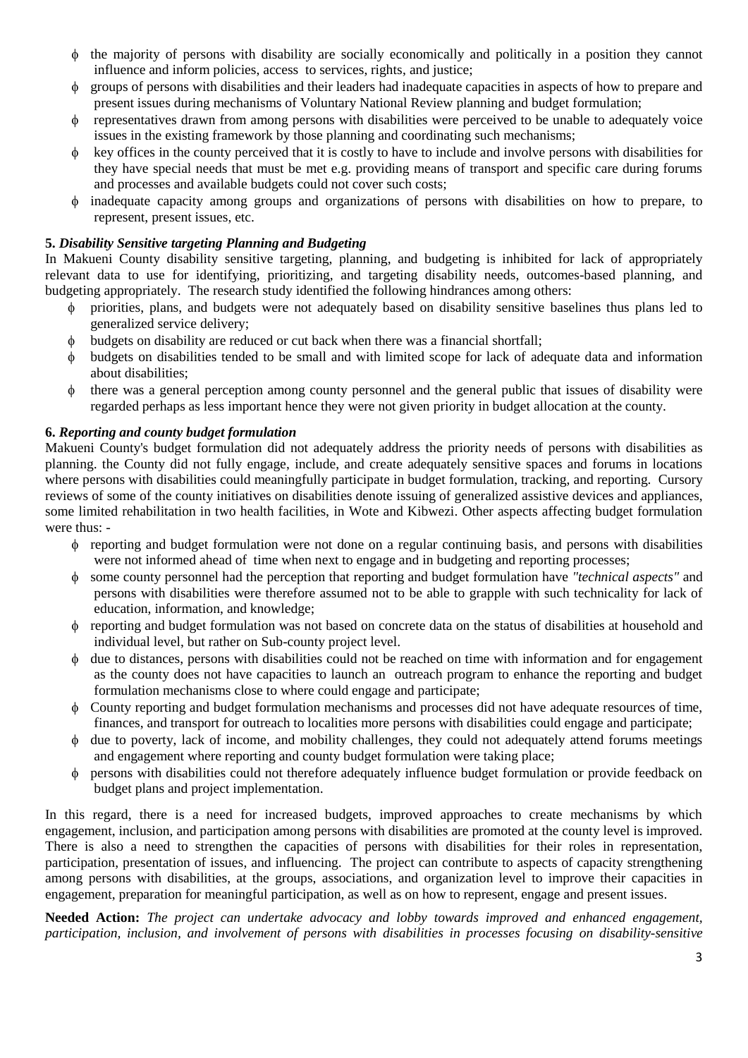- the majority of persons with disability are socially economically and politically in a position they cannot influence and inform policies, access to services, rights, and justice;
- groups of persons with disabilities and their leaders had inadequate capacities in aspects of how to prepare and present issues during mechanisms of Voluntary National Review planning and budget formulation;
- representatives drawn from among persons with disabilities were perceived to be unable to adequately voice issues in the existing framework by those planning and coordinating such mechanisms;
- key offices in the county perceived that it is costly to have to include and involve persons with disabilities for they have special needs that must be met e.g. providing means of transport and specific care during forums and processes and available budgets could not cover such costs;
- inadequate capacity among groups and organizations of persons with disabilities on how to prepare, to represent, present issues, etc.

**5. *Disability Sensitive targeting Planning and Budgeting***

In Makueni County disability sensitive targeting, planning, and budgeting is inhibited for lack of appropriately relevant data to use for identifying, prioritizing, and targeting disability needs, outcomes-based planning, and budgeting appropriately. The research study identified the following hindrances among others:

- priorities, plans, and budgets were not adequately based on disability sensitive baselines thus plans led to generalized service delivery;
- budgets on disability are reduced or cut back when there was a financial shortfall;
- budgets on disabilities tended to be small and with limited scope for lack of adequate data and information about disabilities;
- there was a general perception among county personnel and the general public that issues of disability were regarded perhaps as less important hence they were not given priority in budget allocation at the county.

**6. *Reporting and county budget formulation***

Makueni County's budget formulation did not adequately address the priority needs of persons with disabilities as planning. the County did not fully engage, include, and create adequately sensitive spaces and forums in locations where persons with disabilities could meaningfully participate in budget formulation, tracking, and reporting. Cursory reviews of some of the county initiatives on disabilities denote issuing of generalized assistive devices and appliances, some limited rehabilitation in two health facilities, in Wote and Kibwezi. Other aspects affecting budget formulation were thus: -

- reporting and budget formulation were not done on a regular continuing basis, and persons with disabilities were not informed ahead of time when next to engage and in budgeting and reporting processes;
- some county personnel had the perception that reporting and budget formulation have *"technical aspects"* and persons with disabilities were therefore assumed not to be able to grapple with such technicality for lack of education, information, and knowledge;
- reporting and budget formulation was not based on concrete data on the status of disabilities at household and individual level, but rather on Sub-county project level.
- due to distances, persons with disabilities could not be reached on time with information and for engagement as the county does not have capacities to launch an outreach program to enhance the reporting and budget formulation mechanisms close to where could engage and participate;
- County reporting and budget formulation mechanisms and processes did not have adequate resources of time, finances, and transport for outreach to localities more persons with disabilities could engage and participate;
- due to poverty, lack of income, and mobility challenges, they could not adequately attend forums meetings and engagement where reporting and county budget formulation were taking place;
- persons with disabilities could not therefore adequately influence budget formulation or provide feedback on budget plans and project implementation.

In this regard, there is a need for increased budgets, improved approaches to create mechanisms by which engagement, inclusion, and participation among persons with disabilities are promoted at the county level is improved. There is also a need to strengthen the capacities of persons with disabilities for their roles in representation, participation, presentation of issues, and influencing. The project can contribute to aspects of capacity strengthening among persons with disabilities, at the groups, associations, and organization level to improve their capacities in engagement, preparation for meaningful participation, as well as on how to represent, engage and present issues.

**Needed Action:** *The project can undertake advocacy and lobby towards improved and enhanced engagement, participation, inclusion, and involvement of persons with disabilities in processes focusing on disability-sensitive*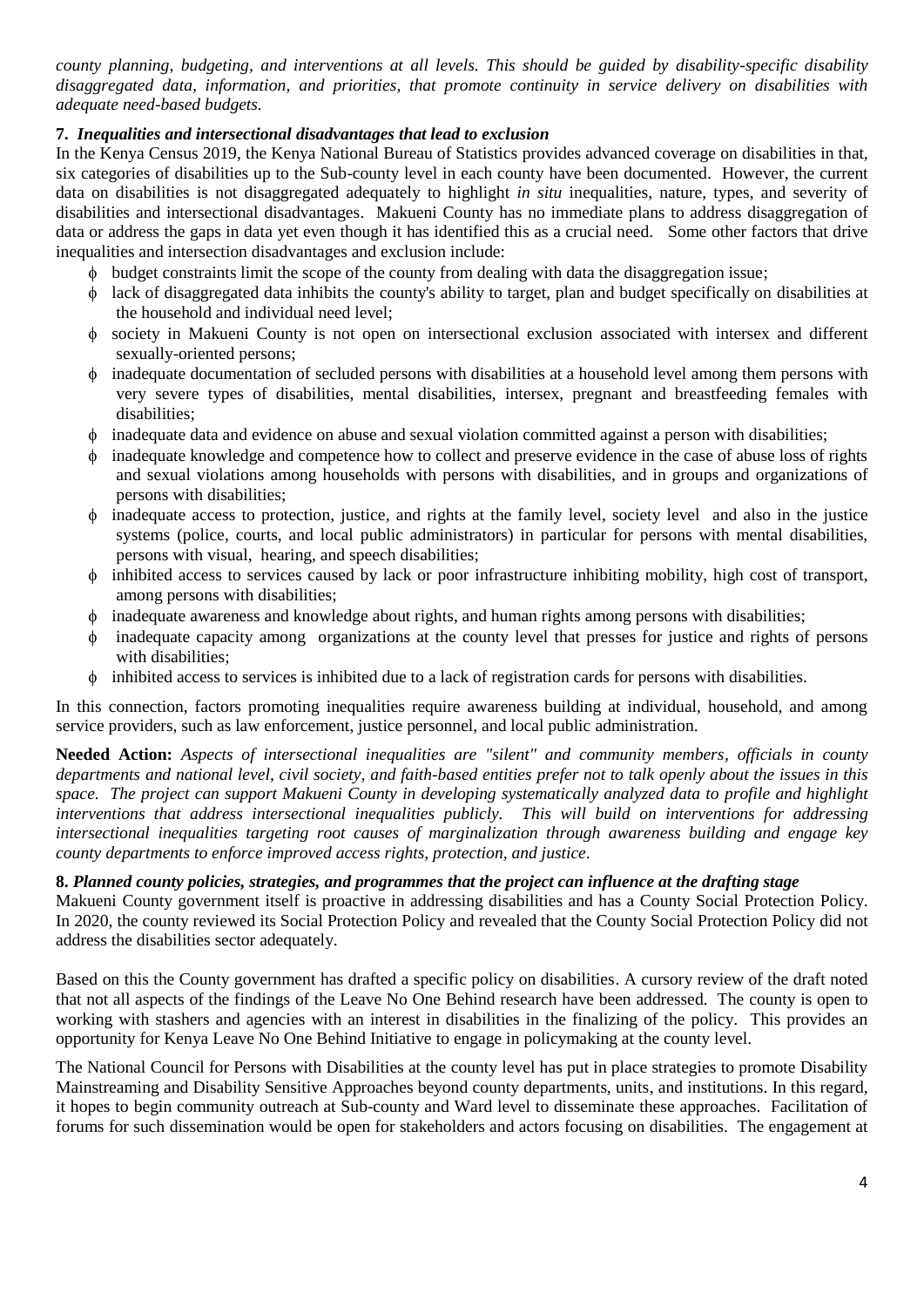*county planning, budgeting, and interventions at all levels. This should be guided by disability-specific disability disaggregated data, information, and priorities, that promote continuity in service delivery on disabilities with adequate need-based budgets.*

**7.** ***Inequalities and intersectional disadvantages that lead to exclusion***

In the Kenya Census 2019, the Kenya National Bureau of Statistics provides advanced coverage on disabilities in that, six categories of disabilities up to the Sub-county level in each county have been documented. However, the current data on disabilities is not disaggregated adequately to highlight *in situ* inequalities, nature, types, and severity of disabilities and intersectional disadvantages. Makueni County has no immediate plans to address disaggregation of data or address the gaps in data yet even though it has identified this as a crucial need. Some other factors that drive inequalities and intersection disadvantages and exclusion include:

- budget constraints limit the scope of the county from dealing with data the disaggregation issue;
- lack of disaggregated data inhibits the county's ability to target, plan and budget specifically on disabilities at the household and individual need level;
- society in Makueni County is not open on intersectional exclusion associated with intersex and different sexually-oriented persons;
- inadequate documentation of secluded persons with disabilities at a household level among them persons with very severe types of disabilities, mental disabilities, intersex, pregnant and breastfeeding females with disabilities;
- inadequate data and evidence on abuse and sexual violation committed against a person with disabilities;
- inadequate knowledge and competence how to collect and preserve evidence in the case of abuse loss of rights and sexual violations among households with persons with disabilities, and in groups and organizations of persons with disabilities;
- inadequate access to protection, justice, and rights at the family level, society level and also in the justice systems (police, courts, and local public administrators) in particular for persons with mental disabilities, persons with visual, hearing, and speech disabilities;
- inhibited access to services caused by lack or poor infrastructure inhibiting mobility, high cost of transport, among persons with disabilities;
- inadequate awareness and knowledge about rights, and human rights among persons with disabilities;
- inadequate capacity among organizations at the county level that presses for justice and rights of persons with disabilities;
- inhibited access to services is inhibited due to a lack of registration cards for persons with disabilities.

In this connection, factors promoting inequalities require awareness building at individual, household, and among service providers, such as law enforcement, justice personnel, and local public administration.

**Needed Action:** *Aspects of intersectional inequalities are "silent" and community members, officials in county departments and national level, civil society, and faith-based entities prefer not to talk openly about the issues in this space. The project can support Makueni County in developing systematically analyzed data to profile and highlight interventions that address intersectional inequalities publicly. This will build on interventions for addressing intersectional inequalities targeting root causes of marginalization through awareness building and engage key county departments to enforce improved access rights, protection, and justice.*

**8.** ***Planned county policies, strategies, and programmes that the project can influence at the drafting stage***

Makueni County government itself is proactive in addressing disabilities and has a County Social Protection Policy. In 2020, the county reviewed its Social Protection Policy and revealed that the County Social Protection Policy did not address the disabilities sector adequately.

Based on this the County government has drafted a specific policy on disabilities. A cursory review of the draft noted that not all aspects of the findings of the Leave No One Behind research have been addressed. The county is open to working with stashers and agencies with an interest in disabilities in the finalizing of the policy. This provides an opportunity for Kenya Leave No One Behind Initiative to engage in policymaking at the county level.

The National Council for Persons with Disabilities at the county level has put in place strategies to promote Disability Mainstreaming and Disability Sensitive Approaches beyond county departments, units, and institutions. In this regard, it hopes to begin community outreach at Sub-county and Ward level to disseminate these approaches. Facilitation of forums for such dissemination would be open for stakeholders and actors focusing on disabilities. The engagement at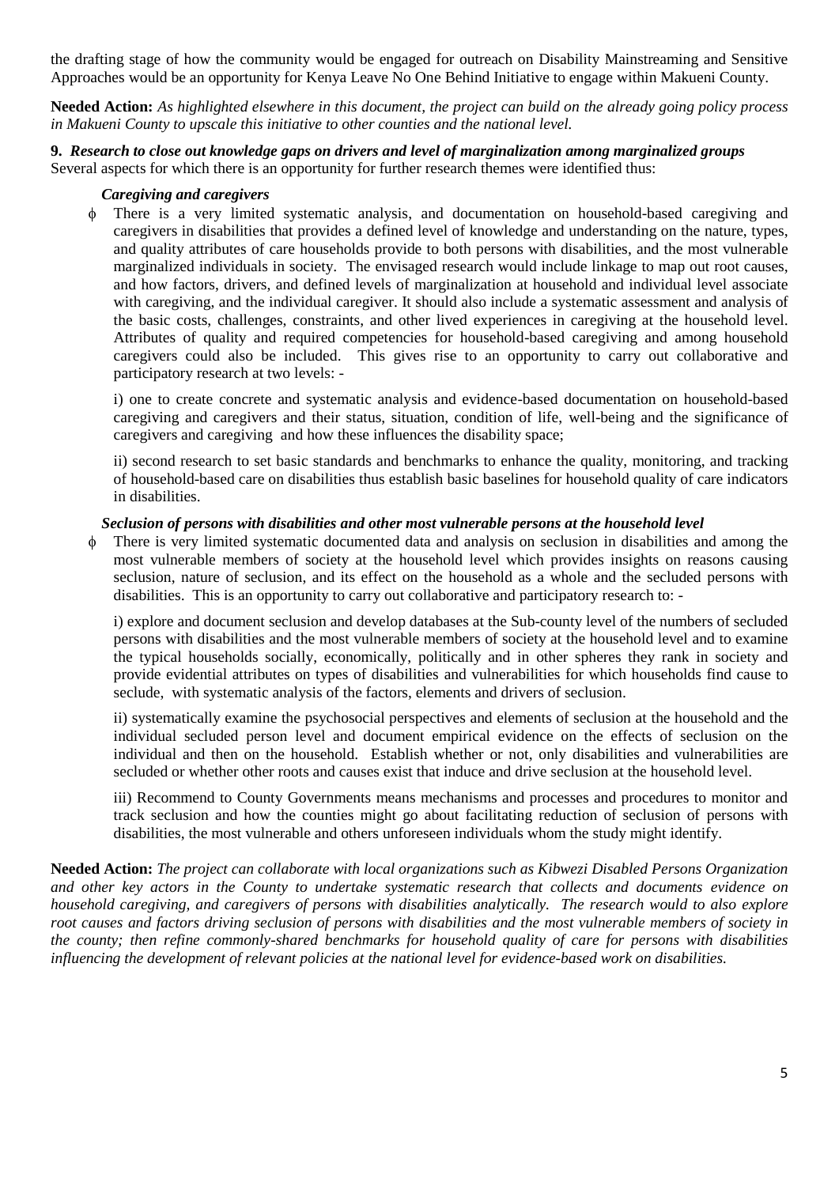the drafting stage of how the community would be engaged for outreach on Disability Mainstreaming and Sensitive Approaches would be an opportunity for Kenya Leave No One Behind Initiative to engage within Makueni County.

**Needed Action:** *As highlighted elsewhere in this document, the project can build on the already going policy process in Makueni County to upscale this initiative to other counties and the national level.*

**9.** ***Research to close out knowledge gaps on drivers and level of marginalization among marginalized groups***
Several aspects for which there is an opportunity for further research themes were identified thus:

***Caregiving and caregivers***

- There is a very limited systematic analysis, and documentation on household-based caregiving and caregivers in disabilities that provides a defined level of knowledge and understanding on the nature, types, and quality attributes of care households provide to both persons with disabilities, and the most vulnerable marginalized individuals in society. The envisaged research would include linkage to map out root causes, and how factors, drivers, and defined levels of marginalization at household and individual level associate with caregiving, and the individual caregiver. It should also include a systematic assessment and analysis of the basic costs, challenges, constraints, and other lived experiences in caregiving at the household level. Attributes of quality and required competencies for household-based caregiving and among household caregivers could also be included. This gives rise to an opportunity to carry out collaborative and participatory research at two levels: -

  i) one to create concrete and systematic analysis and evidence-based documentation on household-based caregiving and caregivers and their status, situation, condition of life, well-being and the significance of caregivers and caregiving and how these influences the disability space;

  ii) second research to set basic standards and benchmarks to enhance the quality, monitoring, and tracking of household-based care on disabilities thus establish basic baselines for household quality of care indicators in disabilities.

***Seclusion of persons with disabilities and other most vulnerable persons at the household level***

- There is very limited systematic documented data and analysis on seclusion in disabilities and among the most vulnerable members of society at the household level which provides insights on reasons causing seclusion, nature of seclusion, and its effect on the household as a whole and the secluded persons with disabilities. This is an opportunity to carry out collaborative and participatory research to: -

  i) explore and document seclusion and develop databases at the Sub-county level of the numbers of secluded persons with disabilities and the most vulnerable members of society at the household level and to examine the typical households socially, economically, politically and in other spheres they rank in society and provide evidential attributes on types of disabilities and vulnerabilities for which households find cause to seclude, with systematic analysis of the factors, elements and drivers of seclusion.

  ii) systematically examine the psychosocial perspectives and elements of seclusion at the household and the individual secluded person level and document empirical evidence on the effects of seclusion on the individual and then on the household. Establish whether or not, only disabilities and vulnerabilities are secluded or whether other roots and causes exist that induce and drive seclusion at the household level.

  iii) Recommend to County Governments means mechanisms and processes and procedures to monitor and track seclusion and how the counties might go about facilitating reduction of seclusion of persons with disabilities, the most vulnerable and others unforeseen individuals whom the study might identify.

**Needed Action:** *The project can collaborate with local organizations such as Kibwezi Disabled Persons Organization and other key actors in the County to undertake systematic research that collects and documents evidence on household caregiving, and caregivers of persons with disabilities analytically. The research would to also explore root causes and factors driving seclusion of persons with disabilities and the most vulnerable members of society in the county; then refine commonly-shared benchmarks for household quality of care for persons with disabilities influencing the development of relevant policies at the national level for evidence-based work on disabilities.*